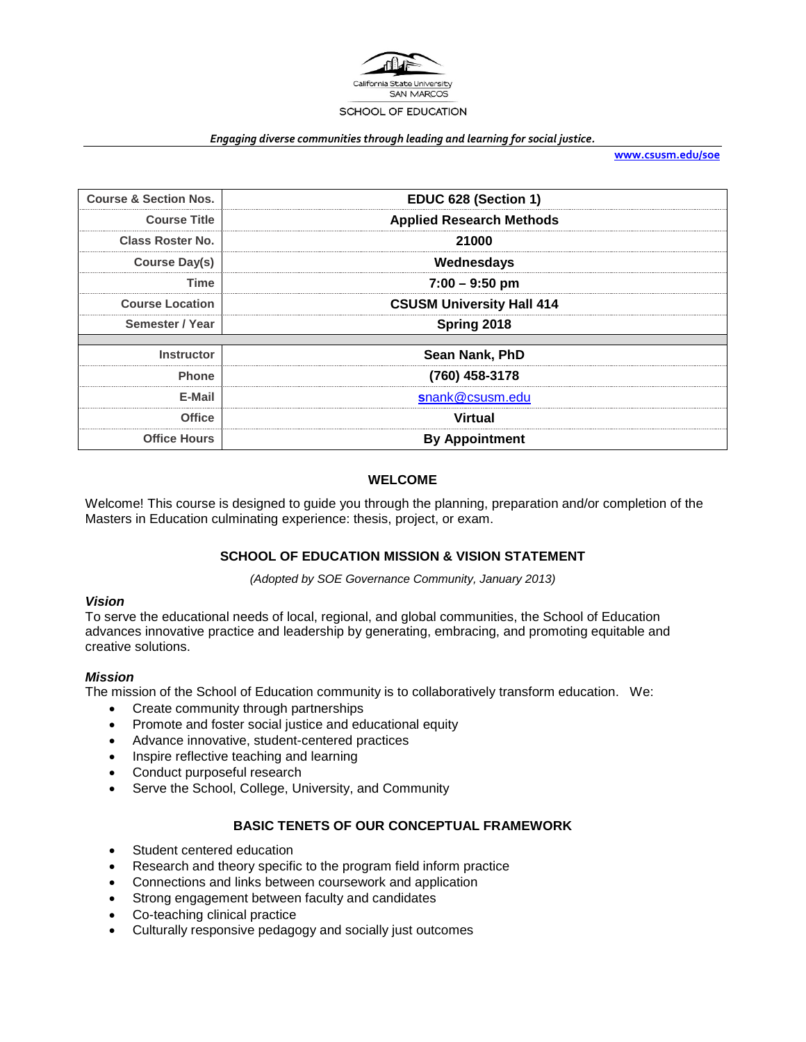California State University
SAN MARCOS

SCHOOL OF EDUCATION

*Engaging diverse communities through leading and learning for social justice.*

www.csusm.edu/soe

| Course & Section Nos. | EDUC 628 (Section 1) |
|---|---|
| Course Title | Applied Research Methods |
| Class Roster No. | 21000 |
| Course Day(s) | Wednesdays |
| Time | 7:00 – 9:50 pm |
| Course Location | CSUSM University Hall 414 |
| Semester / Year | Spring 2018 |
| | |
| Instructor | Sean Nank, PhD |
| Phone | (760) 458-3178 |
| E-Mail | snank@csusm.edu |
| Office | Virtual |
| Office Hours | By Appointment |

## WELCOME

Welcome! This course is designed to guide you through the planning, preparation and/or completion of the Masters in Education culminating experience: thesis, project, or exam.

## SCHOOL OF EDUCATION MISSION & VISION STATEMENT

*(Adopted by SOE Governance Community, January 2013)*

### *Vision*

To serve the educational needs of local, regional, and global communities, the School of Education advances innovative practice and leadership by generating, embracing, and promoting equitable and creative solutions.

### *Mission*

The mission of the School of Education community is to collaboratively transform education. We:

- Create community through partnerships
- Promote and foster social justice and educational equity
- Advance innovative, student-centered practices
- Inspire reflective teaching and learning
- Conduct purposeful research
- Serve the School, College, University, and Community

## BASIC TENETS OF OUR CONCEPTUAL FRAMEWORK

- Student centered education
- Research and theory specific to the program field inform practice
- Connections and links between coursework and application
- Strong engagement between faculty and candidates
- Co-teaching clinical practice
- Culturally responsive pedagogy and socially just outcomes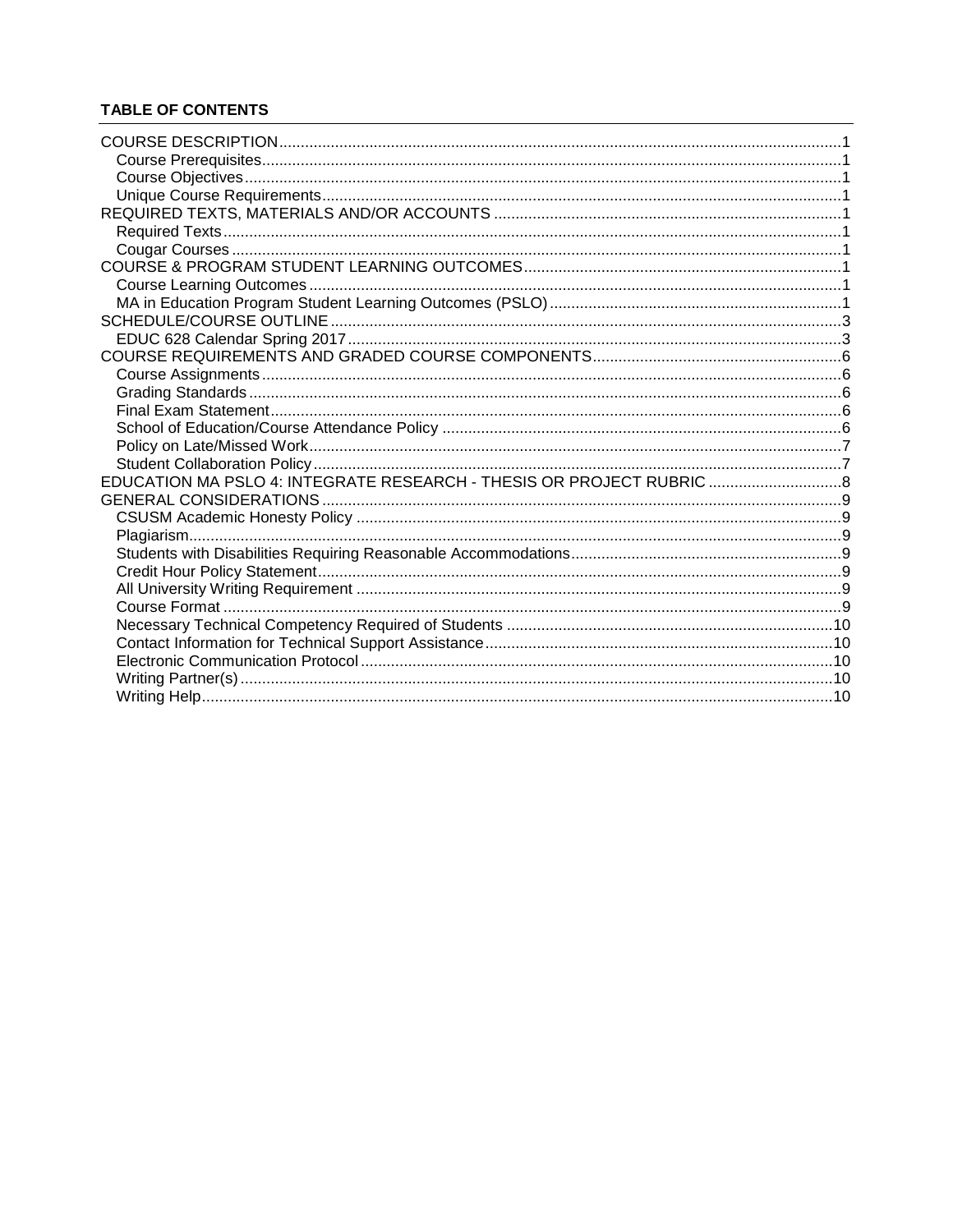**TABLE OF CONTENTS**

- COURSE DESCRIPTION .......... 1
  - Course Prerequisites .......... 1
  - Course Objectives .......... 1
  - Unique Course Requirements .......... 1
- REQUIRED TEXTS, MATERIALS AND/OR ACCOUNTS .......... 1
  - Required Texts .......... 1
  - Cougar Courses .......... 1
- COURSE & PROGRAM STUDENT LEARNING OUTCOMES .......... 1
  - Course Learning Outcomes .......... 1
  - MA in Education Program Student Learning Outcomes (PSLO) .......... 1
- SCHEDULE/COURSE OUTLINE .......... 3
  - EDUC 628 Calendar Spring 2017 .......... 3
- COURSE REQUIREMENTS AND GRADED COURSE COMPONENTS .......... 6
  - Course Assignments .......... 6
  - Grading Standards .......... 6
  - Final Exam Statement .......... 6
  - School of Education/Course Attendance Policy .......... 6
  - Policy on Late/Missed Work .......... 7
  - Student Collaboration Policy .......... 7
- EDUCATION MA PSLO 4: INTEGRATE RESEARCH - THESIS OR PROJECT RUBRIC .......... 8
- GENERAL CONSIDERATIONS .......... 9
  - CSUSM Academic Honesty Policy .......... 9
  - Plagiarism .......... 9
  - Students with Disabilities Requiring Reasonable Accommodations .......... 9
  - Credit Hour Policy Statement .......... 9
  - All University Writing Requirement .......... 9
  - Course Format .......... 9
  - Necessary Technical Competency Required of Students .......... 10
  - Contact Information for Technical Support Assistance .......... 10
  - Electronic Communication Protocol .......... 10
  - Writing Partner(s) .......... 10
  - Writing Help .......... 10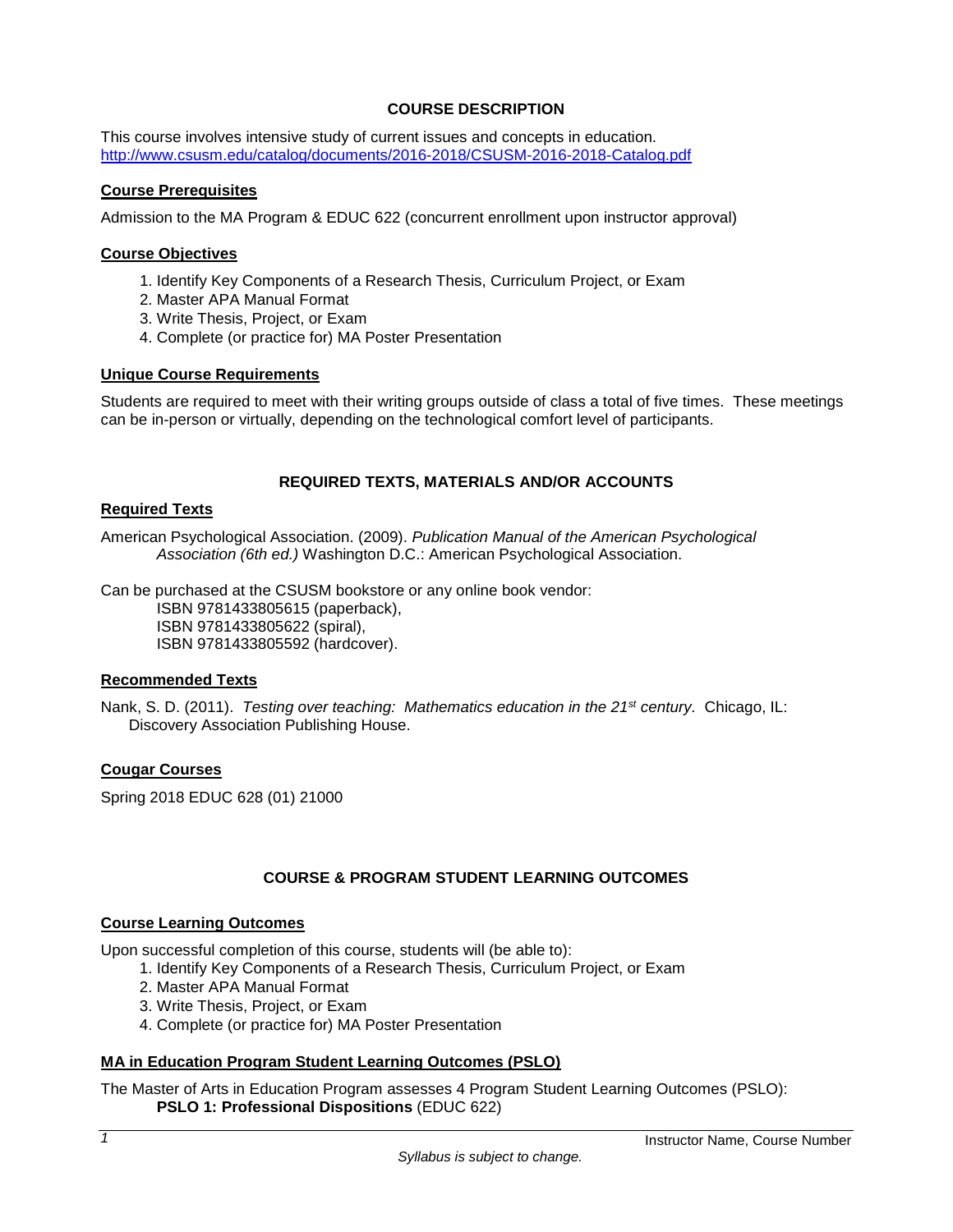## COURSE DESCRIPTION

This course involves intensive study of current issues and concepts in education.
http://www.csusm.edu/catalog/documents/2016-2018/CSUSM-2016-2018-Catalog.pdf

### Course Prerequisites

Admission to the MA Program & EDUC 622 (concurrent enrollment upon instructor approval)

### Course Objectives

1. Identify Key Components of a Research Thesis, Curriculum Project, or Exam
2. Master APA Manual Format
3. Write Thesis, Project, or Exam
4. Complete (or practice for) MA Poster Presentation

### Unique Course Requirements

Students are required to meet with their writing groups outside of class a total of five times. These meetings can be in-person or virtually, depending on the technological comfort level of participants.

## REQUIRED TEXTS, MATERIALS AND/OR ACCOUNTS

### Required Texts

American Psychological Association. (2009). *Publication Manual of the American Psychological Association (6th ed.)* Washington D.C.: American Psychological Association.

Can be purchased at the CSUSM bookstore or any online book vendor:
ISBN 9781433805615 (paperback),
ISBN 9781433805622 (spiral),
ISBN 9781433805592 (hardcover).

### Recommended Texts

Nank, S. D. (2011). *Testing over teaching: Mathematics education in the 21st century.* Chicago, IL: Discovery Association Publishing House.

### Cougar Courses

Spring 2018 EDUC 628 (01) 21000

## COURSE & PROGRAM STUDENT LEARNING OUTCOMES

### Course Learning Outcomes

Upon successful completion of this course, students will (be able to):

1. Identify Key Components of a Research Thesis, Curriculum Project, or Exam
2. Master APA Manual Format
3. Write Thesis, Project, or Exam
4. Complete (or practice for) MA Poster Presentation

### MA in Education Program Student Learning Outcomes (PSLO)

The Master of Arts in Education Program assesses 4 Program Student Learning Outcomes (PSLO):
**PSLO 1: Professional Dispositions** (EDUC 622)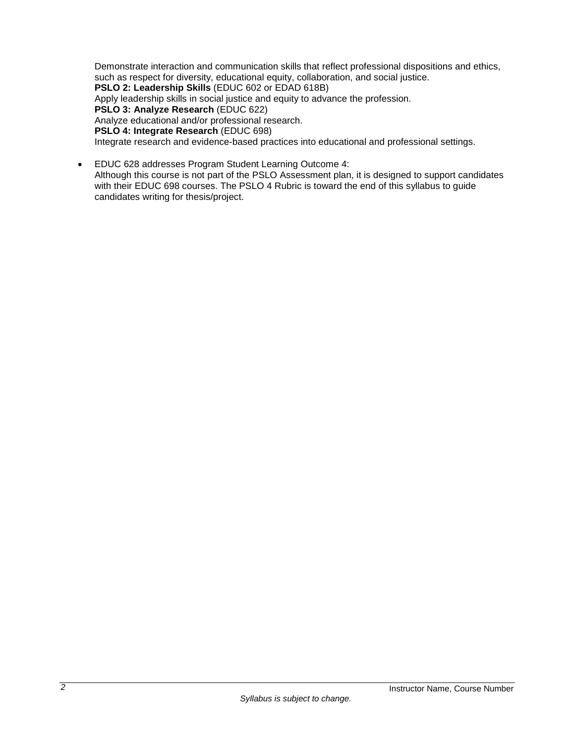Demonstrate interaction and communication skills that reflect professional dispositions and ethics, such as respect for diversity, educational equity, collaboration, and social justice.
**PSLO 2: Leadership Skills** (EDUC 602 or EDAD 618B)
Apply leadership skills in social justice and equity to advance the profession.
**PSLO 3: Analyze Research** (EDUC 622)
Analyze educational and/or professional research.
**PSLO 4: Integrate Research** (EDUC 698)
Integrate research and evidence-based practices into educational and professional settings.

- EDUC 628 addresses Program Student Learning Outcome 4:
  Although this course is not part of the PSLO Assessment plan, it is designed to support candidates with their EDUC 698 courses. The PSLO 4 Rubric is toward the end of this syllabus to guide candidates writing for thesis/project.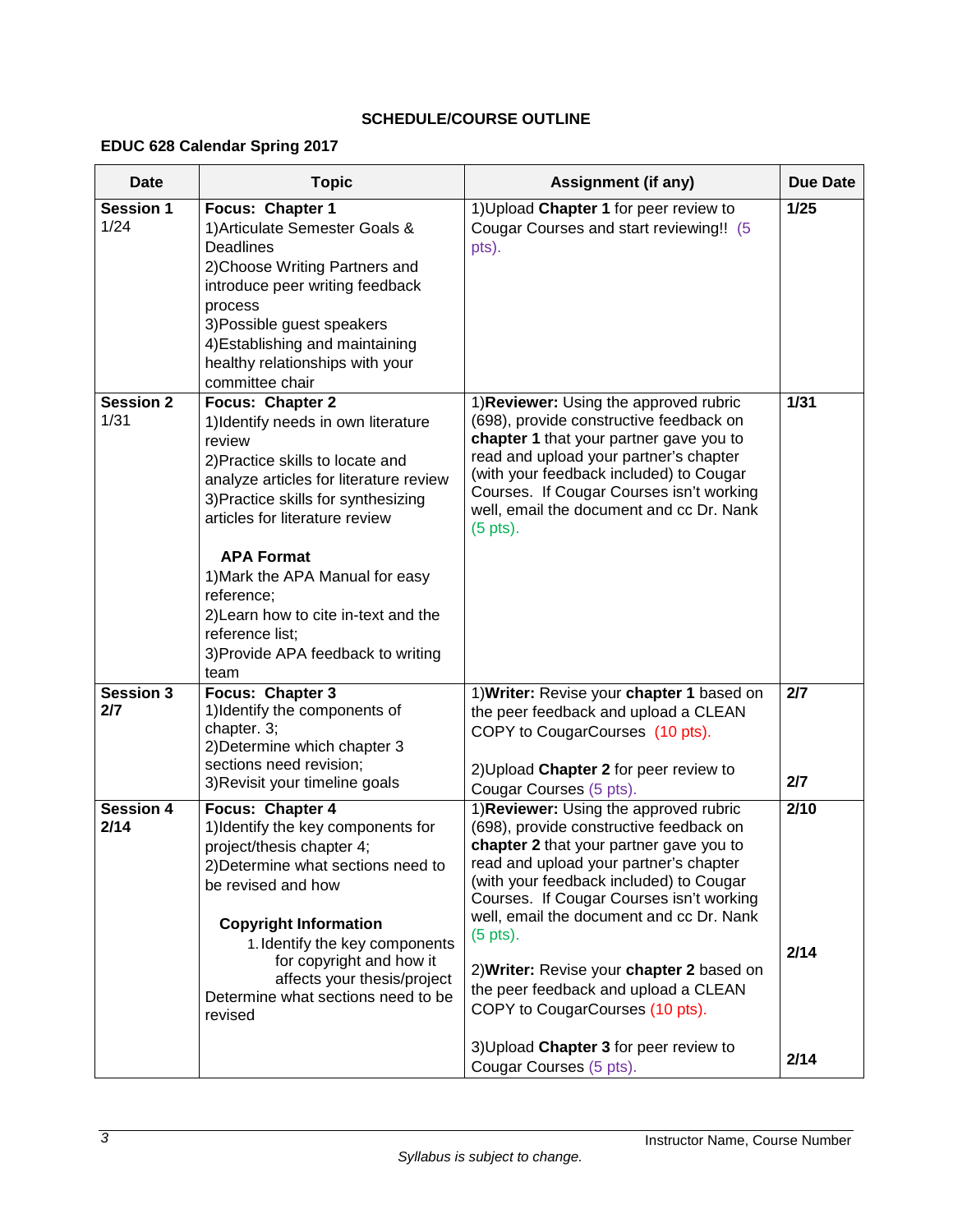**SCHEDULE/COURSE OUTLINE**

**EDUC 628 Calendar Spring 2017**

| Date | Topic | Assignment (if any) | Due Date |
|---|---|---|---|
| **Session 1** 1/24 | **Focus: Chapter 1**<br>1)Articulate Semester Goals & Deadlines<br>2)Choose Writing Partners and introduce peer writing feedback process<br>3)Possible guest speakers<br>4)Establishing and maintaining healthy relationships with your committee chair | 1)Upload **Chapter 1** for peer review to Cougar Courses and start reviewing!! (5 pts). | **1/25** |
| **Session 2** 1/31 | **Focus: Chapter 2**<br>1)Identify needs in own literature review<br>2)Practice skills to locate and analyze articles for literature review<br>3)Practice skills for synthesizing articles for literature review<br><br>**APA Format**<br>1)Mark the APA Manual for easy reference;<br>2)Learn how to cite in-text and the reference list;<br>3)Provide APA feedback to writing team | 1)**Reviewer:** Using the approved rubric (698), provide constructive feedback on **chapter 1** that your partner gave you to read and upload your partner's chapter (with your feedback included) to Cougar Courses. If Cougar Courses isn't working well, email the document and cc Dr. Nank (5 pts). | **1/31** |
| **Session 3** **2/7** | **Focus: Chapter 3**<br>1)Identify the components of chapter. 3;<br>2)Determine which chapter 3 sections need revision;<br>3)Revisit your timeline goals | 1)**Writer:** Revise your **chapter 1** based on the peer feedback and upload a CLEAN COPY to CougarCourses (10 pts).<br><br>2)Upload **Chapter 2** for peer review to Cougar Courses (5 pts). | **2/7**<br><br>**2/7** |
| **Session 4** **2/14** | **Focus: Chapter 4**<br>1)Identify the key components for project/thesis chapter 4;<br>2)Determine what sections need to be revised and how<br><br>**Copyright Information**<br>1. Identify the key components for copyright and how it affects your thesis/project<br>Determine what sections need to be revised | 1)**Reviewer:** Using the approved rubric (698), provide constructive feedback on **chapter 2** that your partner gave you to read and upload your partner's chapter (with your feedback included) to Cougar Courses. If Cougar Courses isn't working well, email the document and cc Dr. Nank (5 pts).<br><br>2)**Writer:** Revise your **chapter 2** based on the peer feedback and upload a CLEAN COPY to CougarCourses (10 pts).<br><br>3)Upload **Chapter 3** for peer review to Cougar Courses (5 pts). | **2/10**<br><br>**2/14**<br><br>**2/14** |

*Syllabus is subject to change.*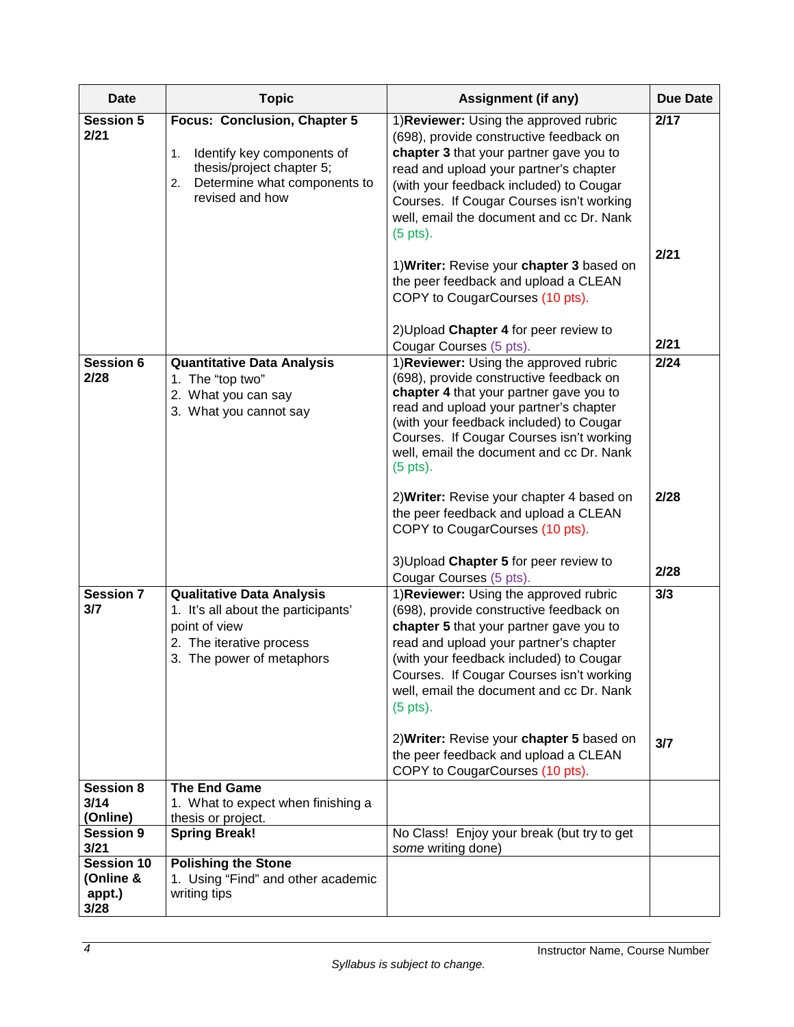| Date | Topic | Assignment (if any) | Due Date |
|---|---|---|---|
| **Session 5 2/21** | **Focus: Conclusion, Chapter 5**<br><br>1. Identify key components of thesis/project chapter 5;<br>2. Determine what components to revised and how | 1)**Reviewer:** Using the approved rubric (698), provide constructive feedback on **chapter 3** that your partner gave you to read and upload your partner's chapter (with your feedback included) to Cougar Courses. If Cougar Courses isn't working well, email the document and cc Dr. Nank (5 pts).<br><br>1)**Writer:** Revise your **chapter 3** based on the peer feedback and upload a CLEAN COPY to CougarCourses (10 pts).<br><br>2)Upload **Chapter 4** for peer review to Cougar Courses (5 pts). | **2/17**<br><br>**2/21**<br><br>**2/21** |
| **Session 6 2/28** | **Quantitative Data Analysis**<br>1. The "top two"<br>2. What you can say<br>3. What you cannot say | 1)**Reviewer:** Using the approved rubric (698), provide constructive feedback on **chapter 4** that your partner gave you to read and upload your partner's chapter (with your feedback included) to Cougar Courses. If Cougar Courses isn't working well, email the document and cc Dr. Nank (5 pts).<br><br>2)**Writer:** Revise your chapter 4 based on the peer feedback and upload a CLEAN COPY to CougarCourses (10 pts).<br><br>3)Upload **Chapter 5** for peer review to Cougar Courses (5 pts). | **2/24**<br><br>**2/28**<br><br>**2/28** |
| **Session 7 3/7** | **Qualitative Data Analysis**<br>1. It's all about the participants' point of view<br>2. The iterative process<br>3. The power of metaphors | 1)**Reviewer:** Using the approved rubric (698), provide constructive feedback on **chapter 5** that your partner gave you to read and upload your partner's chapter (with your feedback included) to Cougar Courses. If Cougar Courses isn't working well, email the document and cc Dr. Nank (5 pts).<br><br>2)**Writer:** Revise your **chapter 5** based on the peer feedback and upload a CLEAN COPY to CougarCourses (10 pts). | **3/3**<br><br>**3/7** |
| **Session 8 3/14 (Online)** | **The End Game**<br>1. What to expect when finishing a thesis or project. | | |
| **Session 9 3/21** | **Spring Break!** | No Class! Enjoy your break (but try to get *some* writing done) | |
| **Session 10 (Online & appt.) 3/28** | **Polishing the Stone**<br>1. Using "Find" and other academic writing tips | | |

*Syllabus is subject to change.*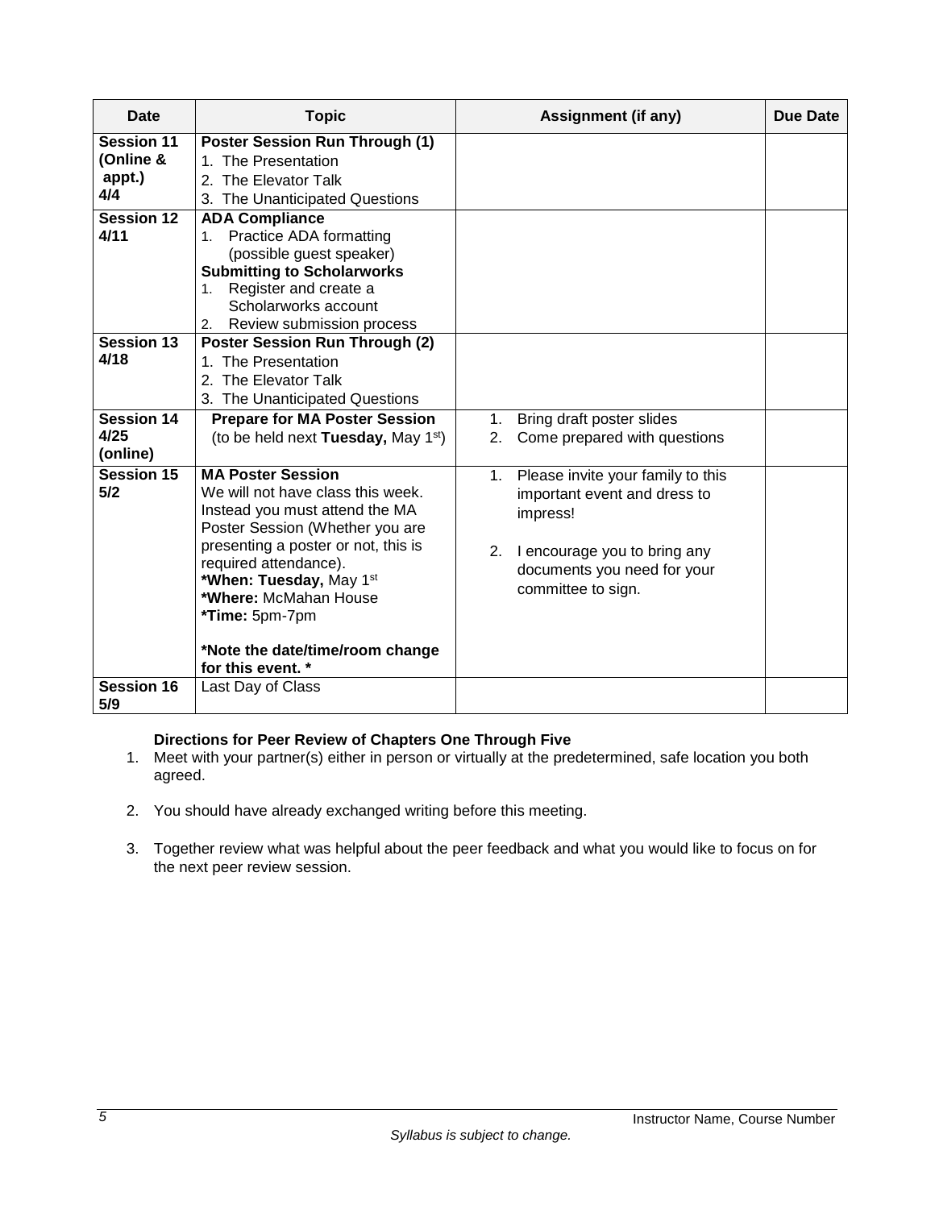| Date | Topic | Assignment (if any) | Due Date |
|---|---|---|---|
| **Session 11 (Online & appt.) 4/4** | **Poster Session Run Through (1)**<br>1. The Presentation<br>2. The Elevator Talk<br>3. The Unanticipated Questions | | |
| **Session 12 4/11** | **ADA Compliance**<br>1. Practice ADA formatting (possible guest speaker)<br>**Submitting to Scholarworks**<br>1. Register and create a Scholarworks account<br>2. Review submission process | | |
| **Session 13 4/18** | **Poster Session Run Through (2)**<br>1. The Presentation<br>2. The Elevator Talk<br>3. The Unanticipated Questions | | |
| **Session 14 4/25 (online)** | **Prepare for MA Poster Session** (to be held next **Tuesday,** May 1st) | 1. Bring draft poster slides<br>2. Come prepared with questions | |
| **Session 15 5/2** | **MA Poster Session**<br>We will not have class this week. Instead you must attend the MA Poster Session (Whether you are presenting a poster or not, this is required attendance).<br>***When: Tuesday,** May 1st<br>***Where:** McMahan House<br>***Time:** 5pm-7pm<br><br>***Note the date/time/room change for this event. *** | 1. Please invite your family to this important event and dress to impress!<br><br>2. I encourage you to bring any documents you need for your committee to sign. | |
| **Session 16 5/9** | Last Day of Class | | |

**Directions for Peer Review of Chapters One Through Five**

1. Meet with your partner(s) either in person or virtually at the predetermined, safe location you both agreed.
2. You should have already exchanged writing before this meeting.
3. Together review what was helpful about the peer feedback and what you would like to focus on for the next peer review session.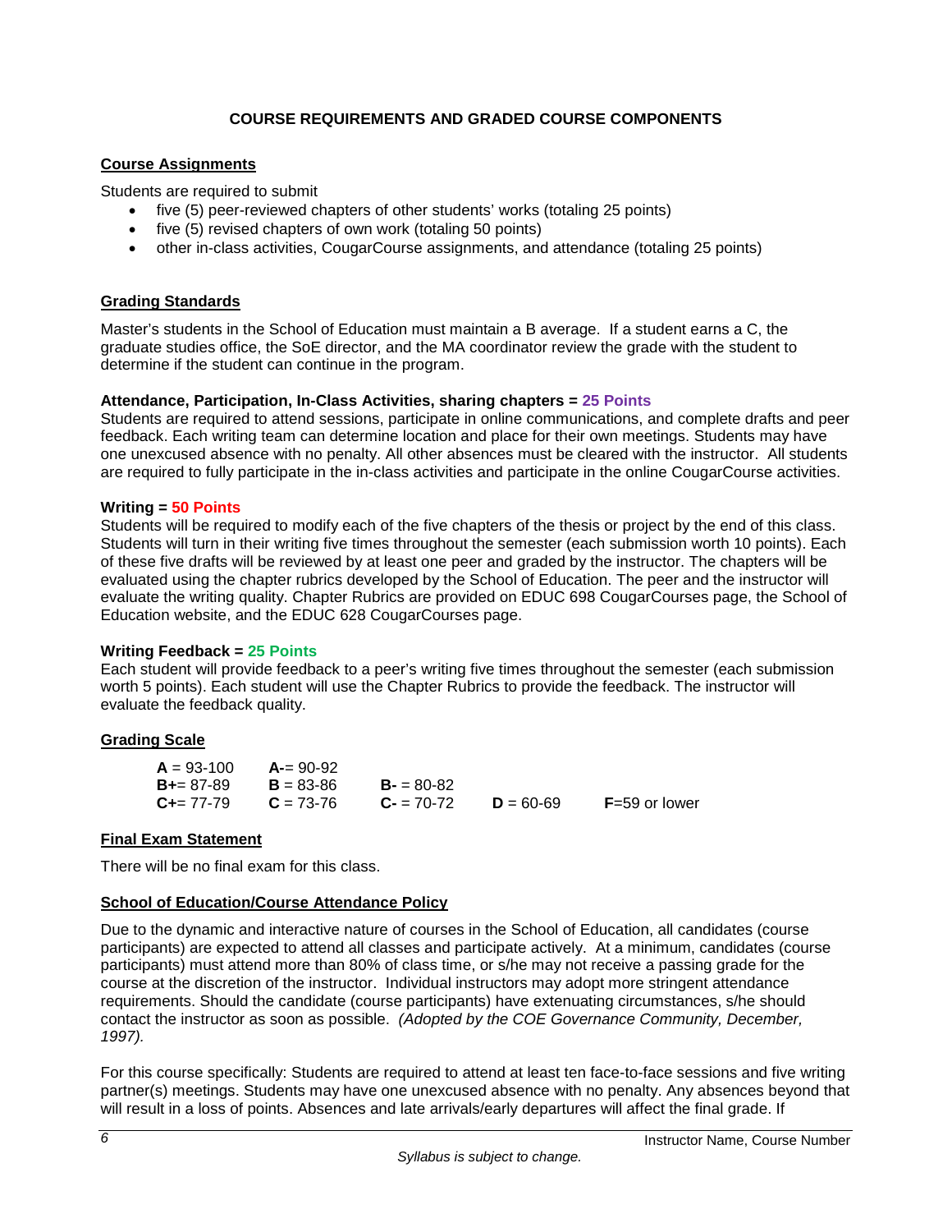## COURSE REQUIREMENTS AND GRADED COURSE COMPONENTS

### Course Assignments

Students are required to submit

- five (5) peer-reviewed chapters of other students' works (totaling 25 points)
- five (5) revised chapters of own work (totaling 50 points)
- other in-class activities, CougarCourse assignments, and attendance (totaling 25 points)

### Grading Standards

Master's students in the School of Education must maintain a B average. If a student earns a C, the graduate studies office, the SoE director, and the MA coordinator review the grade with the student to determine if the student can continue in the program.

**Attendance, Participation, In-Class Activities, sharing chapters = 25 Points**

Students are required to attend sessions, participate in online communications, and complete drafts and peer feedback. Each writing team can determine location and place for their own meetings. Students may have one unexcused absence with no penalty. All other absences must be cleared with the instructor. All students are required to fully participate in the in-class activities and participate in the online CougarCourse activities.

**Writing = 50 Points**

Students will be required to modify each of the five chapters of the thesis or project by the end of this class. Students will turn in their writing five times throughout the semester (each submission worth 10 points). Each of these five drafts will be reviewed by at least one peer and graded by the instructor. The chapters will be evaluated using the chapter rubrics developed by the School of Education. The peer and the instructor will evaluate the writing quality. Chapter Rubrics are provided on EDUC 698 CougarCourses page, the School of Education website, and the EDUC 628 CougarCourses page.

**Writing Feedback = 25 Points**

Each student will provide feedback to a peer's writing five times throughout the semester (each submission worth 5 points). Each student will use the Chapter Rubrics to provide the feedback. The instructor will evaluate the feedback quality.

### Grading Scale

| | | | | |
|---|---|---|---|---|
| **A** = 93-100 | **A-**= 90-92 | | | |
| **B+**= 87-89 | **B** = 83-86 | **B-** = 80-82 | | |
| **C+**= 77-79 | **C** = 73-76 | **C-** = 70-72 | **D** = 60-69 | **F**=59 or lower |

### Final Exam Statement

There will be no final exam for this class.

### School of Education/Course Attendance Policy

Due to the dynamic and interactive nature of courses in the School of Education, all candidates (course participants) are expected to attend all classes and participate actively. At a minimum, candidates (course participants) must attend more than 80% of class time, or s/he may not receive a passing grade for the course at the discretion of the instructor. Individual instructors may adopt more stringent attendance requirements. Should the candidate (course participants) have extenuating circumstances, s/he should contact the instructor as soon as possible. *(Adopted by the COE Governance Community, December, 1997).*

For this course specifically: Students are required to attend at least ten face-to-face sessions and five writing partner(s) meetings. Students may have one unexcused absence with no penalty. Any absences beyond that will result in a loss of points. Absences and late arrivals/early departures will affect the final grade. If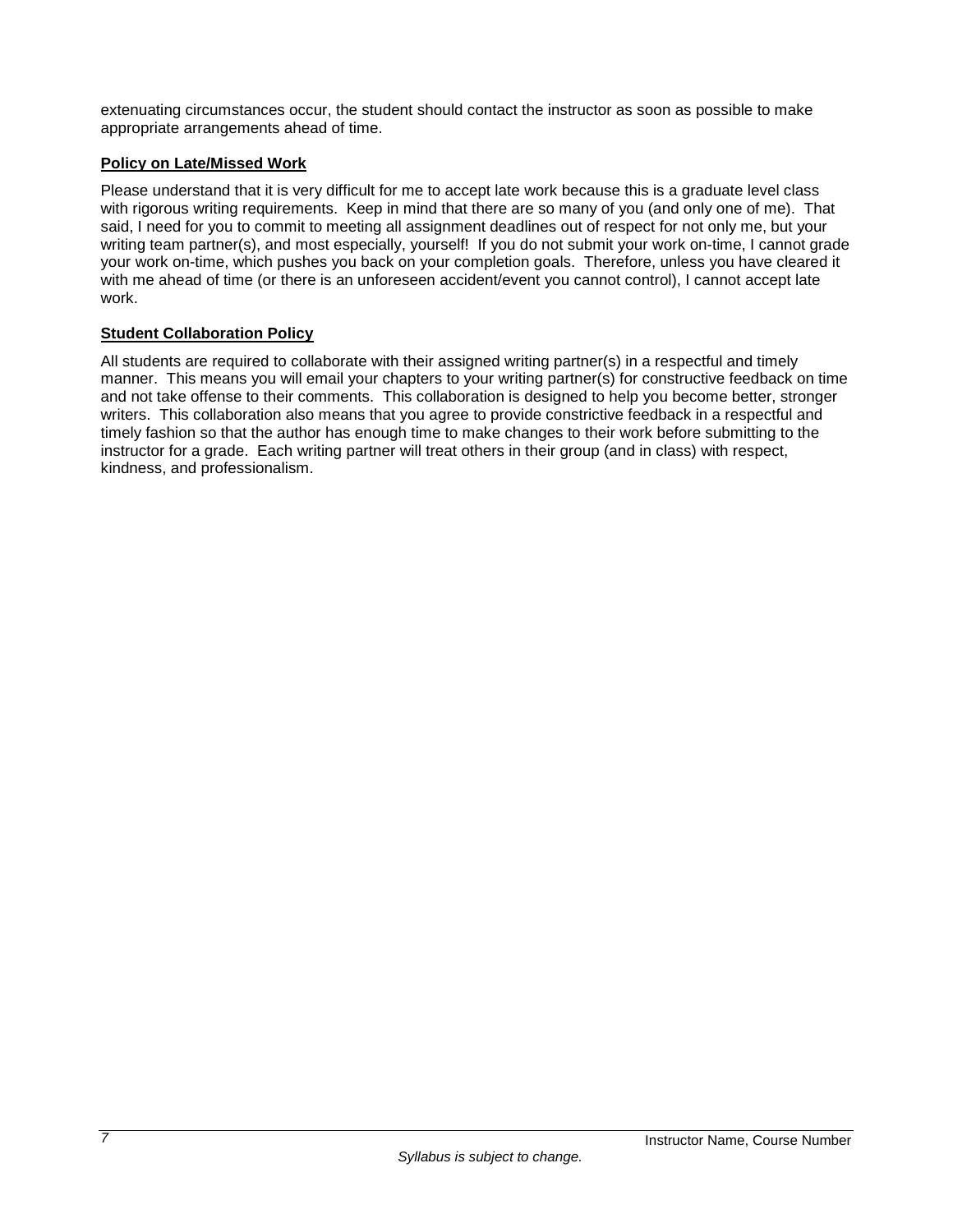extenuating circumstances occur, the student should contact the instructor as soon as possible to make appropriate arrangements ahead of time.

### Policy on Late/Missed Work

Please understand that it is very difficult for me to accept late work because this is a graduate level class with rigorous writing requirements. Keep in mind that there are so many of you (and only one of me). That said, I need for you to commit to meeting all assignment deadlines out of respect for not only me, but your writing team partner(s), and most especially, yourself! If you do not submit your work on-time, I cannot grade your work on-time, which pushes you back on your completion goals. Therefore, unless you have cleared it with me ahead of time (or there is an unforeseen accident/event you cannot control), I cannot accept late work.

### Student Collaboration Policy

All students are required to collaborate with their assigned writing partner(s) in a respectful and timely manner. This means you will email your chapters to your writing partner(s) for constructive feedback on time and not take offense to their comments. This collaboration is designed to help you become better, stronger writers. This collaboration also means that you agree to provide constrictive feedback in a respectful and timely fashion so that the author has enough time to make changes to their work before submitting to the instructor for a grade. Each writing partner will treat others in their group (and in class) with respect, kindness, and professionalism.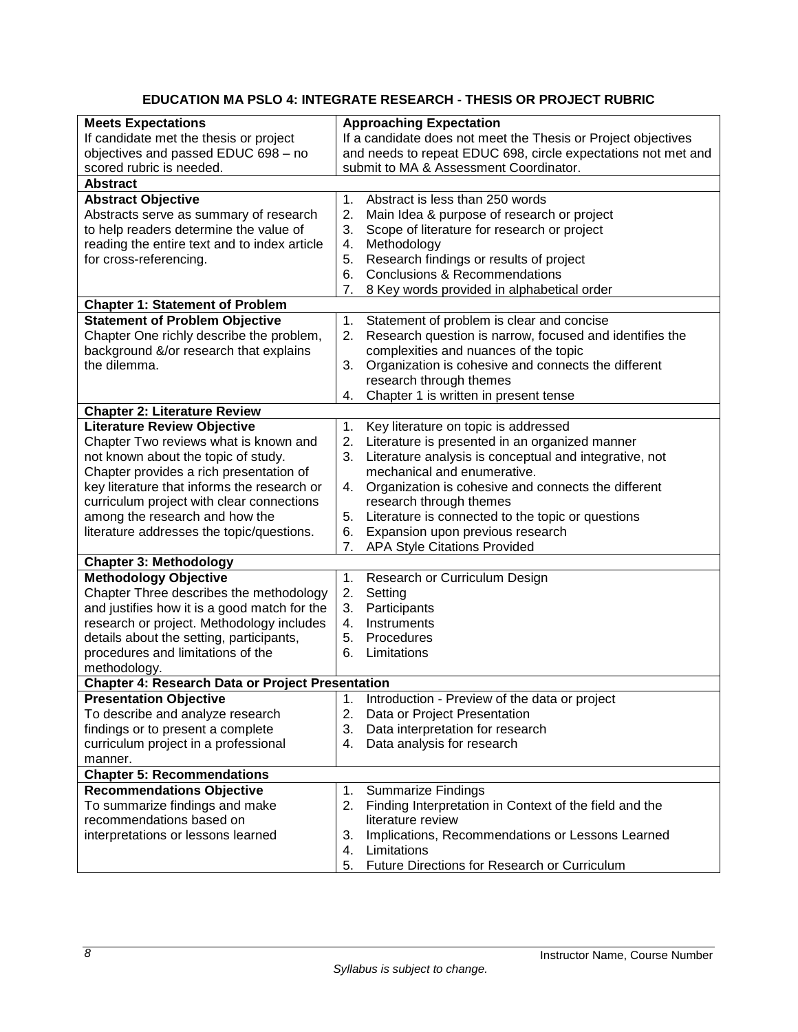**EDUCATION MA PSLO 4: INTEGRATE RESEARCH - THESIS OR PROJECT RUBRIC**

| **Meets Expectations**<br>If candidate met the thesis or project objectives and passed EDUC 698 – no scored rubric is needed. | **Approaching Expectation**<br>If a candidate does not meet the Thesis or Project objectives and needs to repeat EDUC 698, circle expectations not met and submit to MA & Assessment Coordinator. |
|---|---|
| **Abstract** | |
| **Abstract Objective**<br>Abstracts serve as summary of research to help readers determine the value of reading the entire text and to index article for cross-referencing. | 1. Abstract is less than 250 words<br>2. Main Idea & purpose of research or project<br>3. Scope of literature for research or project<br>4. Methodology<br>5. Research findings or results of project<br>6. Conclusions & Recommendations<br>7. 8 Key words provided in alphabetical order |
| **Chapter 1: Statement of Problem** | |
| **Statement of Problem Objective**<br>Chapter One richly describe the problem, background &/or research that explains the dilemma. | 1. Statement of problem is clear and concise<br>2. Research question is narrow, focused and identifies the complexities and nuances of the topic<br>3. Organization is cohesive and connects the different research through themes<br>4. Chapter 1 is written in present tense |
| **Chapter 2: Literature Review** | |
| **Literature Review Objective**<br>Chapter Two reviews what is known and not known about the topic of study. Chapter provides a rich presentation of key literature that informs the research or curriculum project with clear connections among the research and how the literature addresses the topic/questions. | 1. Key literature on topic is addressed<br>2. Literature is presented in an organized manner<br>3. Literature analysis is conceptual and integrative, not mechanical and enumerative.<br>4. Organization is cohesive and connects the different research through themes<br>5. Literature is connected to the topic or questions<br>6. Expansion upon previous research<br>7. APA Style Citations Provided |
| **Chapter 3: Methodology** | |
| **Methodology Objective**<br>Chapter Three describes the methodology and justifies how it is a good match for the research or project. Methodology includes details about the setting, participants, procedures and limitations of the methodology. | 1. Research or Curriculum Design<br>2. Setting<br>3. Participants<br>4. Instruments<br>5. Procedures<br>6. Limitations |
| **Chapter 4: Research Data or Project Presentation** | |
| **Presentation Objective**<br>To describe and analyze research findings or to present a complete curriculum project in a professional manner. | 1. Introduction - Preview of the data or project<br>2. Data or Project Presentation<br>3. Data interpretation for research<br>4. Data analysis for research |
| **Chapter 5: Recommendations** | |
| **Recommendations Objective**<br>To summarize findings and make recommendations based on interpretations or lessons learned | 1. Summarize Findings<br>2. Finding Interpretation in Context of the field and the literature review<br>3. Implications, Recommendations or Lessons Learned<br>4. Limitations<br>5. Future Directions for Research or Curriculum |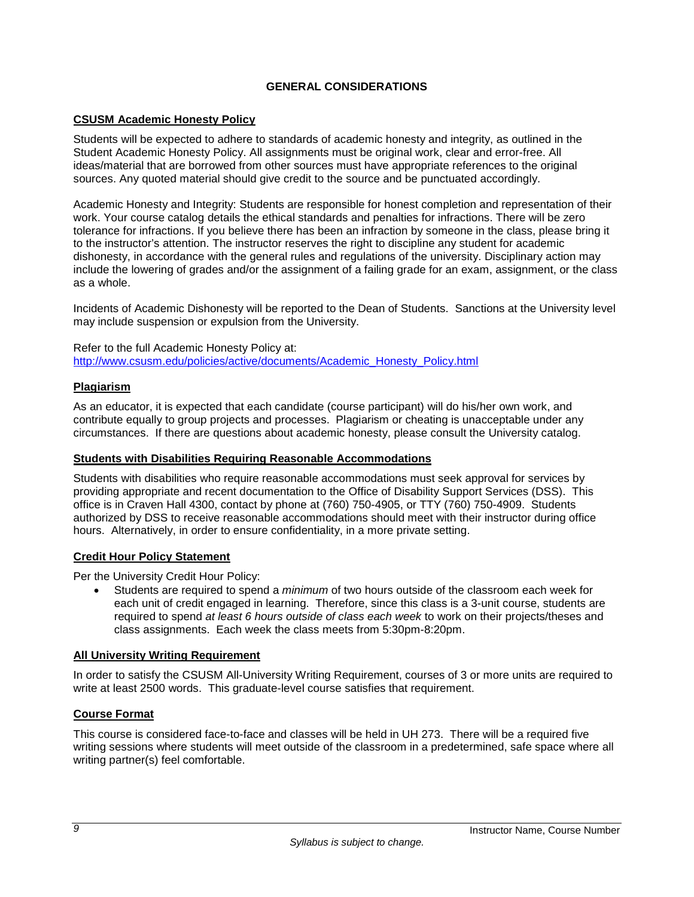## GENERAL CONSIDERATIONS

### CSUSM Academic Honesty Policy

Students will be expected to adhere to standards of academic honesty and integrity, as outlined in the Student Academic Honesty Policy. All assignments must be original work, clear and error-free. All ideas/material that are borrowed from other sources must have appropriate references to the original sources. Any quoted material should give credit to the source and be punctuated accordingly.

Academic Honesty and Integrity: Students are responsible for honest completion and representation of their work. Your course catalog details the ethical standards and penalties for infractions. There will be zero tolerance for infractions. If you believe there has been an infraction by someone in the class, please bring it to the instructor's attention. The instructor reserves the right to discipline any student for academic dishonesty, in accordance with the general rules and regulations of the university. Disciplinary action may include the lowering of grades and/or the assignment of a failing grade for an exam, assignment, or the class as a whole.

Incidents of Academic Dishonesty will be reported to the Dean of Students. Sanctions at the University level may include suspension or expulsion from the University.

Refer to the full Academic Honesty Policy at:
[http://www.csusm.edu/policies/active/documents/Academic_Honesty_Policy.html](http://www.csusm.edu/policies/active/documents/Academic_Honesty_Policy.html)

### Plagiarism

As an educator, it is expected that each candidate (course participant) will do his/her own work, and contribute equally to group projects and processes. Plagiarism or cheating is unacceptable under any circumstances. If there are questions about academic honesty, please consult the University catalog.

### Students with Disabilities Requiring Reasonable Accommodations

Students with disabilities who require reasonable accommodations must seek approval for services by providing appropriate and recent documentation to the Office of Disability Support Services (DSS). This office is in Craven Hall 4300, contact by phone at (760) 750-4905, or TTY (760) 750-4909. Students authorized by DSS to receive reasonable accommodations should meet with their instructor during office hours. Alternatively, in order to ensure confidentiality, in a more private setting.

### Credit Hour Policy Statement

Per the University Credit Hour Policy:

- Students are required to spend a *minimum* of two hours outside of the classroom each week for each unit of credit engaged in learning. Therefore, since this class is a 3-unit course, students are required to spend *at least 6 hours outside of class each week* to work on their projects/theses and class assignments. Each week the class meets from 5:30pm-8:20pm.

### All University Writing Requirement

In order to satisfy the CSUSM All-University Writing Requirement, courses of 3 or more units are required to write at least 2500 words. This graduate-level course satisfies that requirement.

### Course Format

This course is considered face-to-face and classes will be held in UH 273. There will be a required five writing sessions where students will meet outside of the classroom in a predetermined, safe space where all writing partner(s) feel comfortable.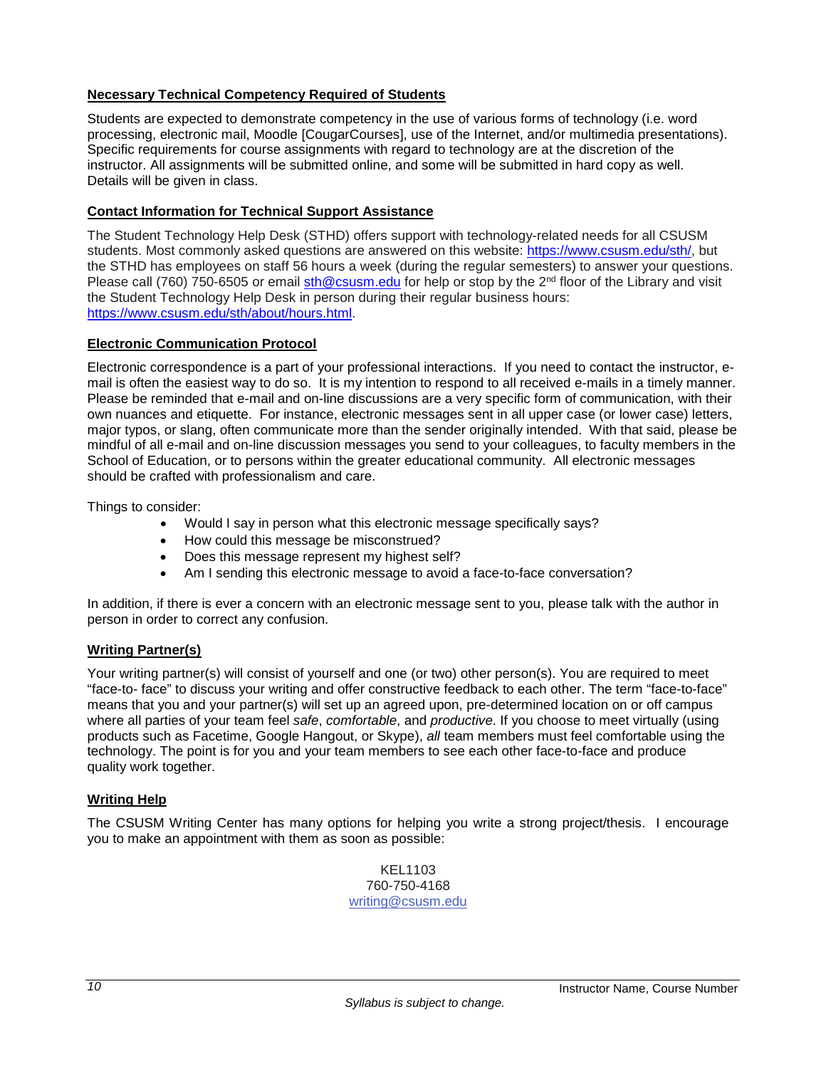### **Necessary Technical Competency Required of Students**

Students are expected to demonstrate competency in the use of various forms of technology (i.e. word processing, electronic mail, Moodle [CougarCourses], use of the Internet, and/or multimedia presentations). Specific requirements for course assignments with regard to technology are at the discretion of the instructor. All assignments will be submitted online, and some will be submitted in hard copy as well. Details will be given in class.

### **Contact Information for Technical Support Assistance**

The Student Technology Help Desk (STHD) offers support with technology-related needs for all CSUSM students. Most commonly asked questions are answered on this website: https://www.csusm.edu/sth/, but the STHD has employees on staff 56 hours a week (during the regular semesters) to answer your questions. Please call (760) 750-6505 or email sth@csusm.edu for help or stop by the 2nd floor of the Library and visit the Student Technology Help Desk in person during their regular business hours: https://www.csusm.edu/sth/about/hours.html.

### **Electronic Communication Protocol**

Electronic correspondence is a part of your professional interactions. If you need to contact the instructor, e-mail is often the easiest way to do so. It is my intention to respond to all received e-mails in a timely manner. Please be reminded that e-mail and on-line discussions are a very specific form of communication, with their own nuances and etiquette. For instance, electronic messages sent in all upper case (or lower case) letters, major typos, or slang, often communicate more than the sender originally intended. With that said, please be mindful of all e-mail and on-line discussion messages you send to your colleagues, to faculty members in the School of Education, or to persons within the greater educational community. All electronic messages should be crafted with professionalism and care.

Things to consider:

- Would I say in person what this electronic message specifically says?
- How could this message be misconstrued?
- Does this message represent my highest self?
- Am I sending this electronic message to avoid a face-to-face conversation?

In addition, if there is ever a concern with an electronic message sent to you, please talk with the author in person in order to correct any confusion.

### **Writing Partner(s)**

Your writing partner(s) will consist of yourself and one (or two) other person(s). You are required to meet "face-to- face" to discuss your writing and offer constructive feedback to each other. The term "face-to-face" means that you and your partner(s) will set up an agreed upon, pre-determined location on or off campus where all parties of your team feel *safe*, *comfortable*, and *productive*. If you choose to meet virtually (using products such as Facetime, Google Hangout, or Skype), *all* team members must feel comfortable using the technology. The point is for you and your team members to see each other face-to-face and produce quality work together.

### **Writing Help**

The CSUSM Writing Center has many options for helping you write a strong project/thesis. I encourage you to make an appointment with them as soon as possible:

KEL1103
760-750-4168
writing@csusm.edu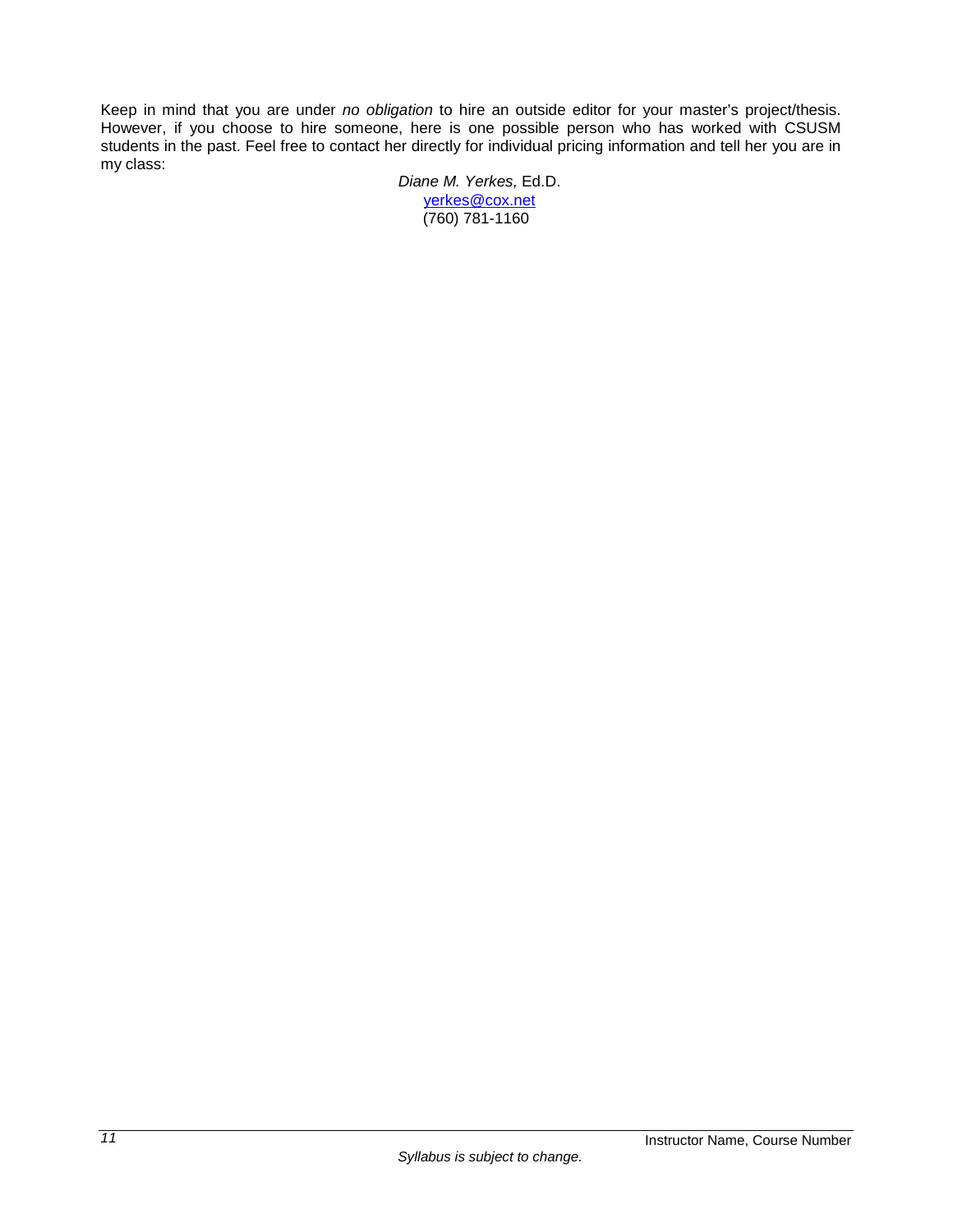Keep in mind that you are under *no obligation* to hire an outside editor for your master's project/thesis. However, if you choose to hire someone, here is one possible person who has worked with CSUSM students in the past. Feel free to contact her directly for individual pricing information and tell her you are in my class:

*Diane M. Yerkes,* Ed.D.
yerkes@cox.net
(760) 781-1160